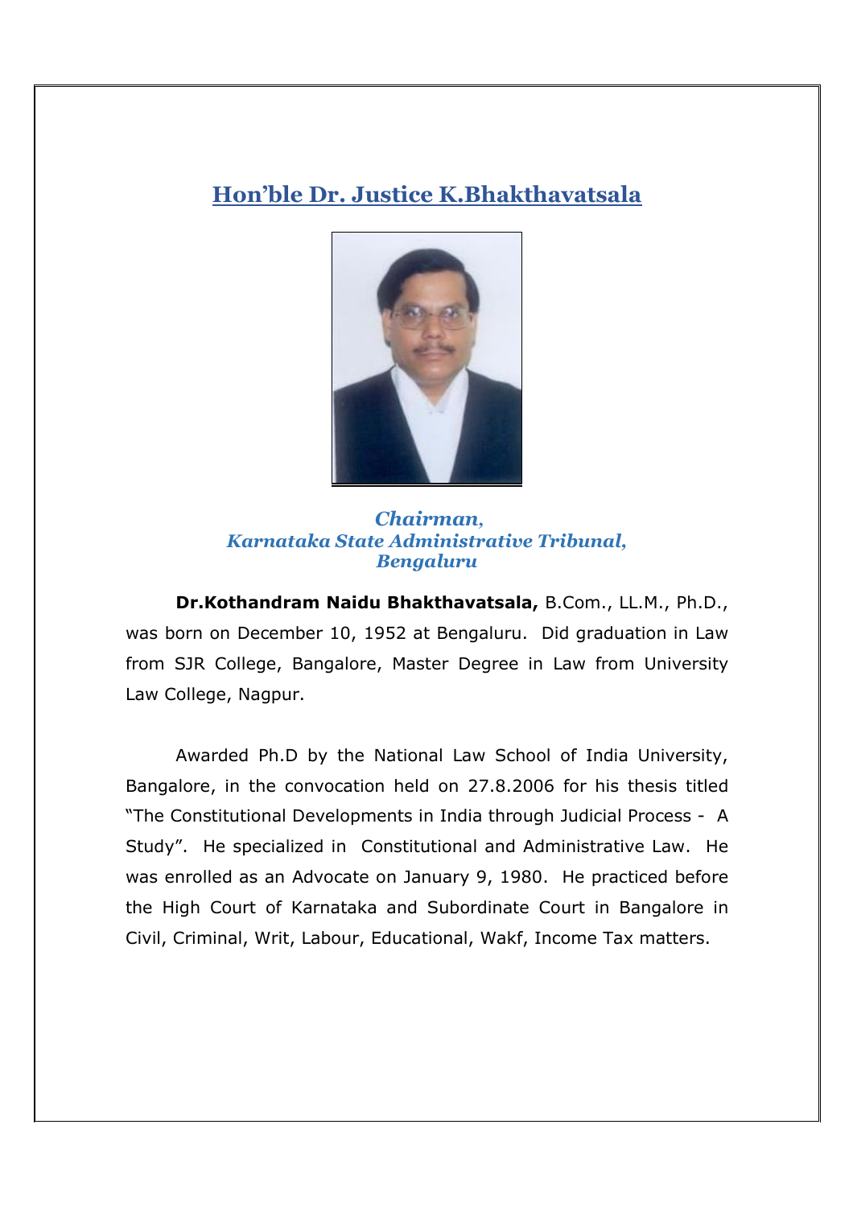# Hon'ble Dr. Justice K.Bhakthavatsala

***Chairman,***
***Karnataka State Administrative Tribunal,***
***Bengaluru***

**Dr.Kothandram Naidu Bhakthavatsala,** B.Com., LL.M., Ph.D., was born on December 10, 1952 at Bengaluru. Did graduation in Law from SJR College, Bangalore, Master Degree in Law from University Law College, Nagpur.

Awarded Ph.D by the National Law School of India University, Bangalore, in the convocation held on 27.8.2006 for his thesis titled "The Constitutional Developments in India through Judicial Process - A Study". He specialized in Constitutional and Administrative Law. He was enrolled as an Advocate on January 9, 1980. He practiced before the High Court of Karnataka and Subordinate Court in Bangalore in Civil, Criminal, Writ, Labour, Educational, Wakf, Income Tax matters.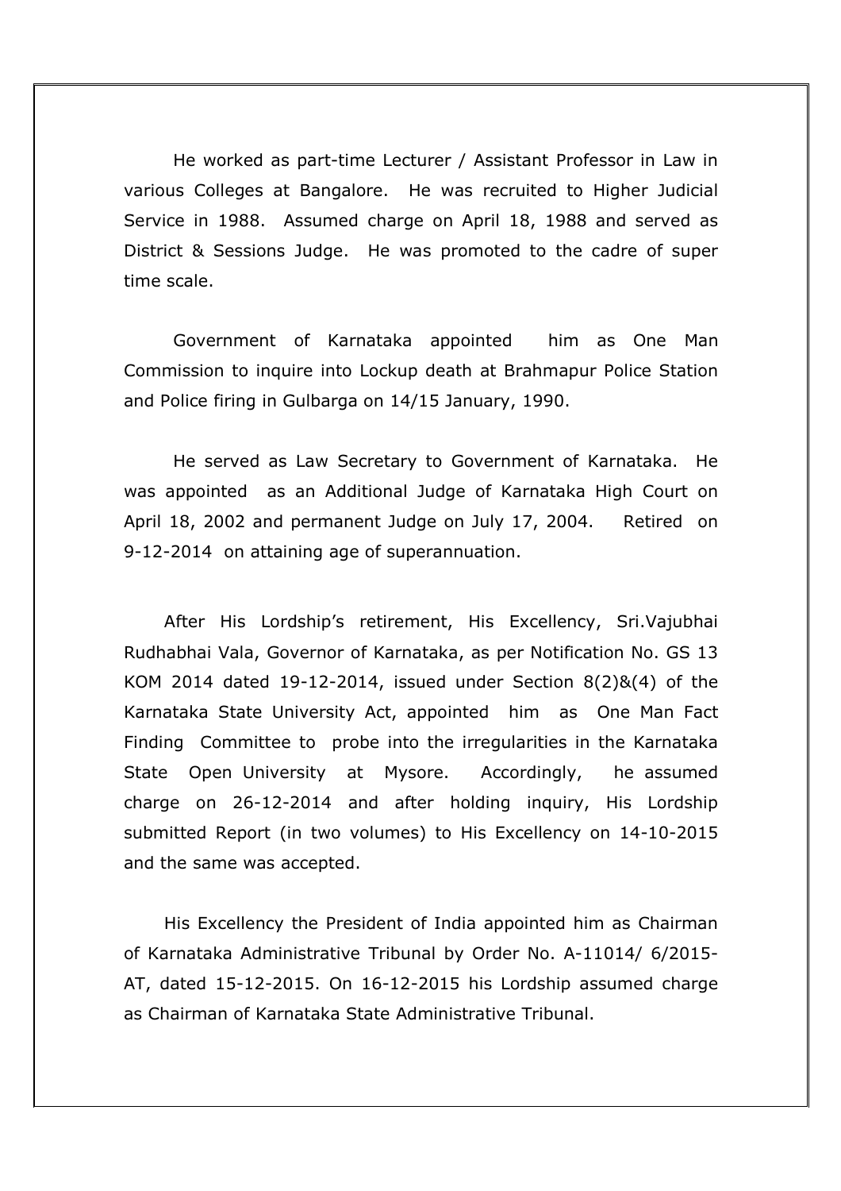He worked as part-time Lecturer / Assistant Professor in Law in various Colleges at Bangalore. He was recruited to Higher Judicial Service in 1988. Assumed charge on April 18, 1988 and served as District & Sessions Judge. He was promoted to the cadre of super time scale.

Government of Karnataka appointed him as One Man Commission to inquire into Lockup death at Brahmapur Police Station and Police firing in Gulbarga on 14/15 January, 1990.

He served as Law Secretary to Government of Karnataka. He was appointed as an Additional Judge of Karnataka High Court on April 18, 2002 and permanent Judge on July 17, 2004. Retired on 9-12-2014 on attaining age of superannuation.

After His Lordship's retirement, His Excellency, Sri.Vajubhai Rudhabhai Vala, Governor of Karnataka, as per Notification No. GS 13 KOM 2014 dated 19-12-2014, issued under Section 8(2)&(4) of the Karnataka State University Act, appointed him as One Man Fact Finding Committee to probe into the irregularities in the Karnataka State Open University at Mysore. Accordingly, he assumed charge on 26-12-2014 and after holding inquiry, His Lordship submitted Report (in two volumes) to His Excellency on 14-10-2015 and the same was accepted.

His Excellency the President of India appointed him as Chairman of Karnataka Administrative Tribunal by Order No. A-11014/ 6/2015-AT, dated 15-12-2015. On 16-12-2015 his Lordship assumed charge as Chairman of Karnataka State Administrative Tribunal.